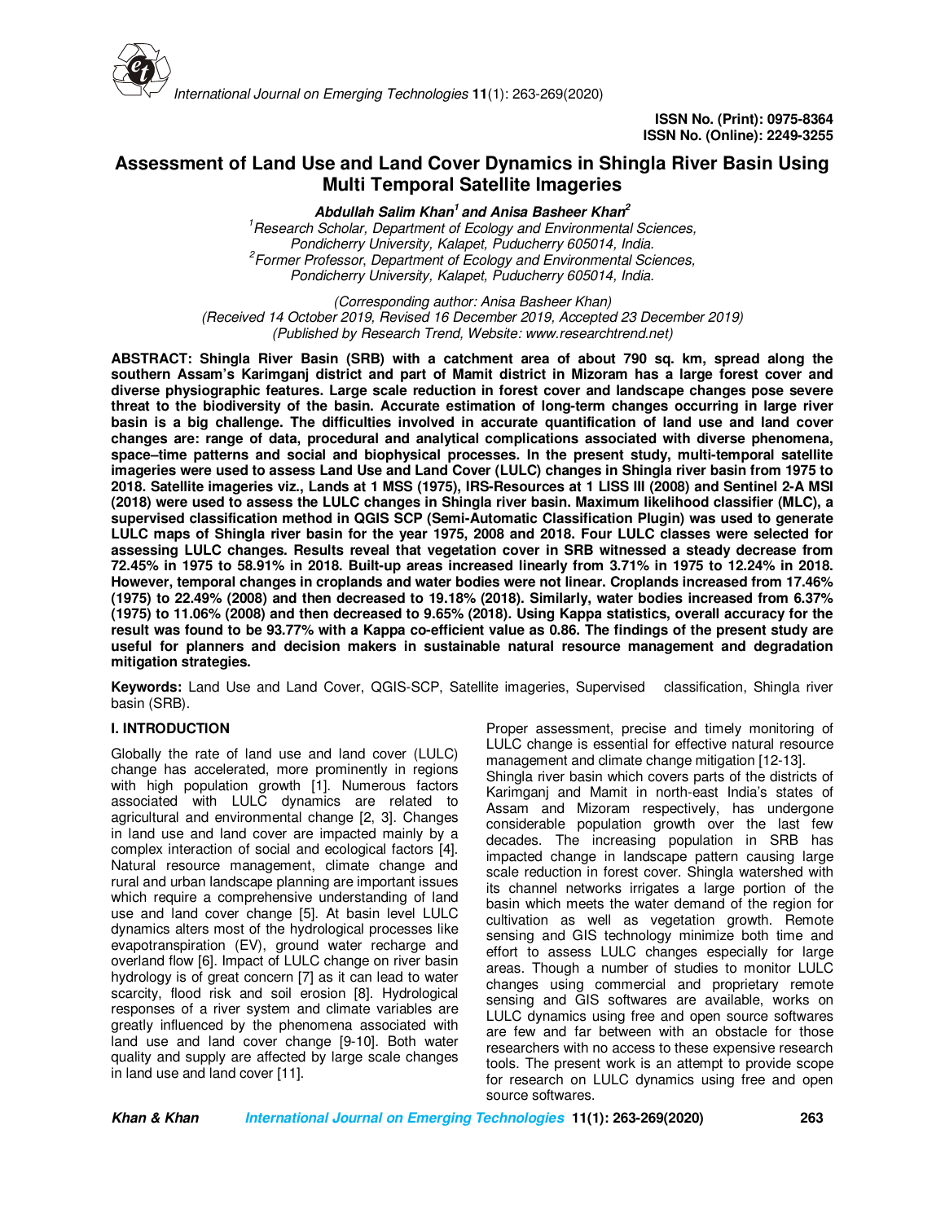# Assessment of Land Use and Land Cover Dynamics in Shingla River Basin Using Multi Temporal Satellite Imageries

***Abdullah Salim Khan*[1] *and Anisa Basheer Khan*[2]**

*[1]Research Scholar, Department of Ecology and Environmental Sciences, Pondicherry University, Kalapet, Puducherry 605014, India.*
*[2]Former Professor, Department of Ecology and Environmental Sciences, Pondicherry University, Kalapet, Puducherry 605014, India.*

*(Corresponding author: Anisa Basheer Khan)*
*(Received 14 October 2019, Revised 16 December 2019, Accepted 23 December 2019)*
*(Published by Research Trend, Website: www.researchtrend.net)*

**ABSTRACT: Shingla River Basin (SRB) with a catchment area of about 790 sq. km, spread along the southern Assam's Karimganj district and part of Mamit district in Mizoram has a large forest cover and diverse physiographic features. Large scale reduction in forest cover and landscape changes pose severe threat to the biodiversity of the basin. Accurate estimation of long-term changes occurring in large river basin is a big challenge. The difficulties involved in accurate quantification of land use and land cover changes are: range of data, procedural and analytical complications associated with diverse phenomena, space–time patterns and social and biophysical processes. In the present study, multi-temporal satellite imageries were used to assess Land Use and Land Cover (LULC) changes in Shingla river basin from 1975 to 2018. Satellite imageries viz., Lands at 1 MSS (1975), IRS-Resources at 1 LISS III (2008) and Sentinel 2-A MSI (2018) were used to assess the LULC changes in Shingla river basin. Maximum likelihood classifier (MLC), a supervised classification method in QGIS SCP (Semi-Automatic Classification Plugin) was used to generate LULC maps of Shingla river basin for the year 1975, 2008 and 2018. Four LULC classes were selected for assessing LULC changes. Results reveal that vegetation cover in SRB witnessed a steady decrease from 72.45% in 1975 to 58.91% in 2018. Built-up areas increased linearly from 3.71% in 1975 to 12.24% in 2018. However, temporal changes in croplands and water bodies were not linear. Croplands increased from 17.46% (1975) to 22.49% (2008) and then decreased to 19.18% (2018). Similarly, water bodies increased from 6.37% (1975) to 11.06% (2008) and then decreased to 9.65% (2018). Using Kappa statistics, overall accuracy for the result was found to be 93.77% with a Kappa co-efficient value as 0.86. The findings of the present study are useful for planners and decision makers in sustainable natural resource management and degradation mitigation strategies.**

**Keywords:** Land Use and Land Cover, QGIS-SCP, Satellite imageries, Supervised classification, Shingla river basin (SRB).

## I. INTRODUCTION

Globally the rate of land use and land cover (LULC) change has accelerated, more prominently in regions with high population growth [1]. Numerous factors associated with LULC dynamics are related to agricultural and environmental change [2, 3]. Changes in land use and land cover are impacted mainly by a complex interaction of social and ecological factors [4]. Natural resource management, climate change and rural and urban landscape planning are important issues which require a comprehensive understanding of land use and land cover change [5]. At basin level LULC dynamics alters most of the hydrological processes like evapotranspiration (EV), ground water recharge and overland flow [6]. Impact of LULC change on river basin hydrology is of great concern [7] as it can lead to water scarcity, flood risk and soil erosion [8]. Hydrological responses of a river system and climate variables are greatly influenced by the phenomena associated with land use and land cover change [9-10]. Both water quality and supply are affected by large scale changes in land use and land cover [11].

Proper assessment, precise and timely monitoring of LULC change is essential for effective natural resource management and climate change mitigation [12-13].

Shingla river basin which covers parts of the districts of Karimganj and Mamit in north-east India's states of Assam and Mizoram respectively, has undergone considerable population growth over the last few decades. The increasing population in SRB has impacted change in landscape pattern causing large scale reduction in forest cover. Shingla watershed with its channel networks irrigates a large portion of the basin which meets the water demand of the region for cultivation as well as vegetation growth. Remote sensing and GIS technology minimize both time and effort to assess LULC changes especially for large areas. Though a number of studies to monitor LULC changes using commercial and proprietary remote sensing and GIS softwares are available, works on LULC dynamics using free and open source softwares are few and far between with an obstacle for those researchers with no access to these expensive research tools. The present work is an attempt to provide scope for research on LULC dynamics using free and open source softwares.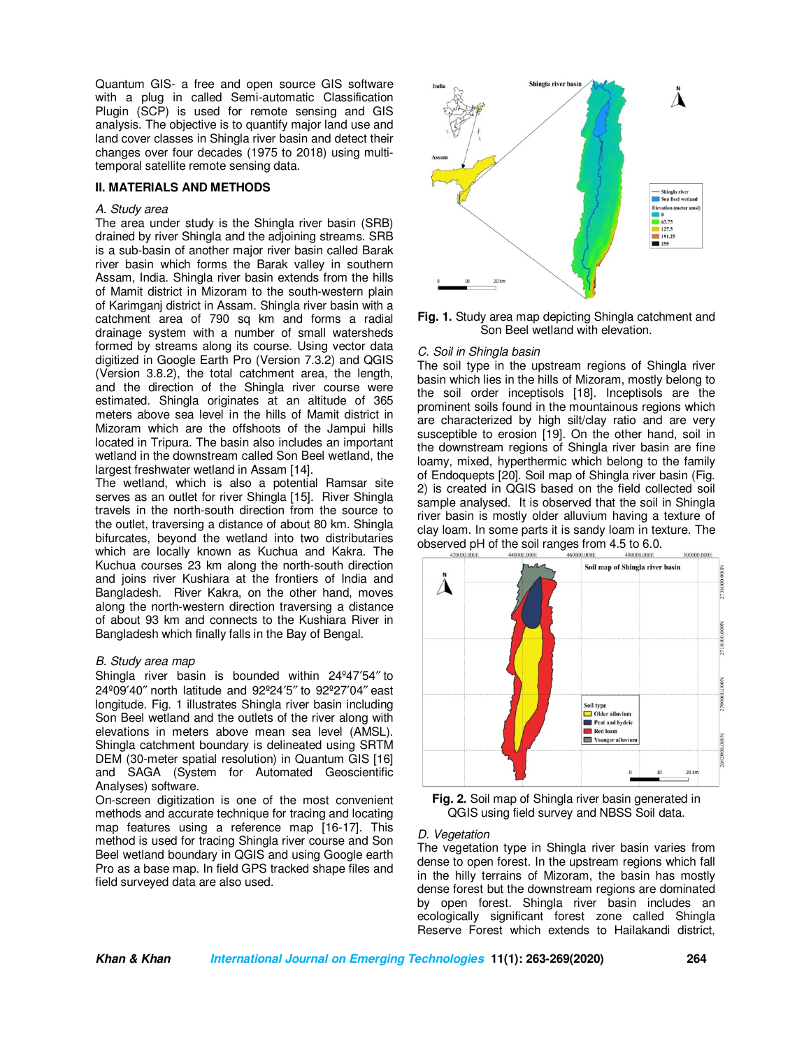Quantum GIS- a free and open source GIS software with a plug in called Semi-automatic Classification Plugin (SCP) is used for remote sensing and GIS analysis. The objective is to quantify major land use and land cover classes in Shingla river basin and detect their changes over four decades (1975 to 2018) using multi-temporal satellite remote sensing data.

## II. MATERIALS AND METHODS

### A. Study area

The area under study is the Shingla river basin (SRB) drained by river Shingla and the adjoining streams. SRB is a sub-basin of another major river basin called Barak river basin which forms the Barak valley in southern Assam, India. Shingla river basin extends from the hills of Mamit district in Mizoram to the south-western plain of Karimganj district in Assam. Shingla river basin with a catchment area of 790 sq km and forms a radial drainage system with a number of small watersheds formed by streams along its course. Using vector data digitized in Google Earth Pro (Version 7.3.2) and QGIS (Version 3.8.2), the total catchment area, the length, and the direction of the Shingla river course were estimated. Shingla originates at an altitude of 365 meters above sea level in the hills of Mamit district in Mizoram which are the offshoots of the Jampui hills located in Tripura. The basin also includes an important wetland in the downstream called Son Beel wetland, the largest freshwater wetland in Assam [14].

The wetland, which is also a potential Ramsar site serves as an outlet for river Shingla [15]. River Shingla travels in the north-south direction from the source to the outlet, traversing a distance of about 80 km. Shingla bifurcates, beyond the wetland into two distributaries which are locally known as Kuchua and Kakra. The Kuchua courses 23 km along the north-south direction and joins river Kushiara at the frontiers of India and Bangladesh. River Kakra, on the other hand, moves along the north-western direction traversing a distance of about 93 km and connects to the Kushiara River in Bangladesh which finally falls in the Bay of Bengal.

### B. Study area map

Shingla river basin is bounded within 24º47′54″ to 24º09′40″ north latitude and 92º24′5″ to 92º27′04″ east longitude. Fig. 1 illustrates Shingla river basin including Son Beel wetland and the outlets of the river along with elevations in meters above mean sea level (AMSL). Shingla catchment boundary is delineated using SRTM DEM (30-meter spatial resolution) in Quantum GIS [16] and SAGA (System for Automated Geoscientific Analyses) software.

On-screen digitization is one of the most convenient methods and accurate technique for tracing and locating map features using a reference map [16-17]. This method is used for tracing Shingla river course and Son Beel wetland boundary in QGIS and using Google earth Pro as a base map. In field GPS tracked shape files and field surveyed data are also used.

**Fig. 1.** Study area map depicting Shingla catchment and Son Beel wetland with elevation.

### C. Soil in Shingla basin

The soil type in the upstream regions of Shingla river basin which lies in the hills of Mizoram, mostly belong to the soil order inceptisols [18]. Inceptisols are the prominent soils found in the mountainous regions which are characterized by high silt/clay ratio and are very susceptible to erosion [19]. On the other hand, soil in the downstream regions of Shingla river basin are fine loamy, mixed, hyperthermic which belong to the family of Endoquepts [20]. Soil map of Shingla river basin (Fig. 2) is created in QGIS based on the field collected soil sample analysed. It is observed that the soil in Shingla river basin is mostly older alluvium having a texture of clay loam. In some parts it is sandy loam in texture. The observed pH of the soil ranges from 4.5 to 6.0.

**Fig. 2.** Soil map of Shingla river basin generated in QGIS using field survey and NBSS Soil data.

### D. Vegetation

The vegetation type in Shingla river basin varies from dense to open forest. In the upstream regions which fall in the hilly terrains of Mizoram, the basin has mostly dense forest but the downstream regions are dominated by open forest. Shingla river basin includes an ecologically significant forest zone called Shingla Reserve Forest which extends to Hailakandi district,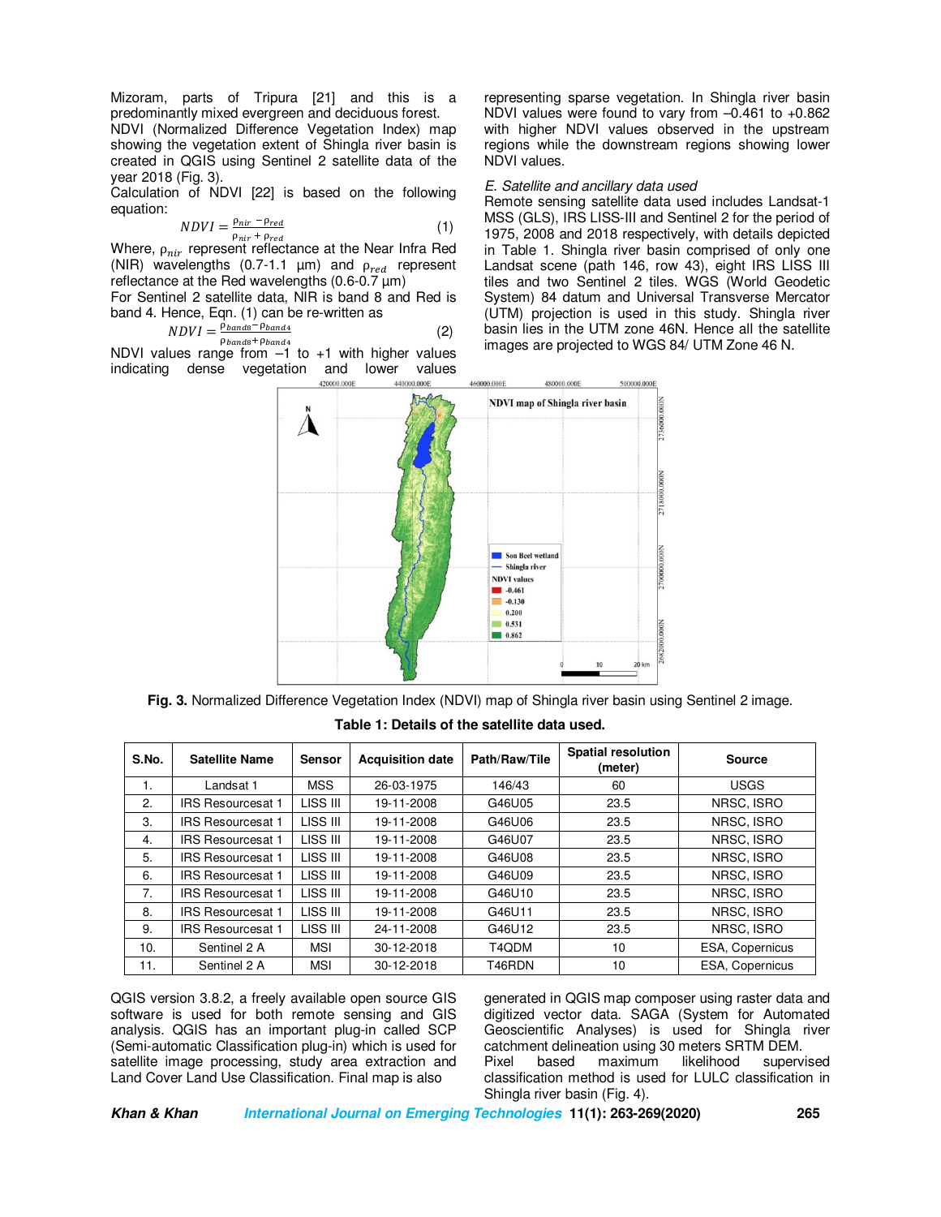Mizoram, parts of Tripura [21] and this is a predominantly mixed evergreen and deciduous forest.

NDVI (Normalized Difference Vegetation Index) map showing the vegetation extent of Shingla river basin is created in QGIS using Sentinel 2 satellite data of the year 2018 (Fig. 3).

Calculation of NDVI [22] is based on the following equation:

$$NDVI = \frac{\rho_{nir} - \rho_{red}}{\rho_{nir} + \rho_{red}} \quad (1)$$

Where, $\rho_{nir}$ represent reflectance at the Near Infra Red (NIR) wavelengths (0.7-1.1 µm) and $\rho_{red}$ represent reflectance at the Red wavelengths (0.6-0.7 µm)

For Sentinel 2 satellite data, NIR is band 8 and Red is band 4. Hence, Eqn. (1) can be re-written as

$$NDVI = \frac{\rho_{band8} - \rho_{band4}}{\rho_{band8} + \rho_{band4}} \quad (2)$$

NDVI values range from –1 to +1 with higher values indicating dense vegetation and lower values representing sparse vegetation. In Shingla river basin NDVI values were found to vary from –0.461 to +0.862 with higher NDVI values observed in the upstream regions while the downstream regions showing lower NDVI values.

*E. Satellite and ancillary data used*

Remote sensing satellite data used includes Landsat-1 MSS (GLS), IRS LISS-III and Sentinel 2 for the period of 1975, 2008 and 2018 respectively, with details depicted in Table 1. Shingla river basin comprised of only one Landsat scene (path 146, row 43), eight IRS LISS III tiles and two Sentinel 2 tiles. WGS (World Geodetic System) 84 datum and Universal Transverse Mercator (UTM) projection is used in this study. Shingla river basin lies in the UTM zone 46N. Hence all the satellite images are projected to WGS 84/ UTM Zone 46 N.

**Fig. 3.** Normalized Difference Vegetation Index (NDVI) map of Shingla river basin using Sentinel 2 image.

**Table 1: Details of the satellite data used.**

| S.No. | Satellite Name | Sensor | Acquisition date | Path/Raw/Tile | Spatial resolution (meter) | Source |
|---|---|---|---|---|---|---|
| 1. | Landsat 1 | MSS | 26-03-1975 | 146/43 | 60 | USGS |
| 2. | IRS Resourcesat 1 | LISS III | 19-11-2008 | G46U05 | 23.5 | NRSC, ISRO |
| 3. | IRS Resourcesat 1 | LISS III | 19-11-2008 | G46U06 | 23.5 | NRSC, ISRO |
| 4. | IRS Resourcesat 1 | LISS III | 19-11-2008 | G46U07 | 23.5 | NRSC, ISRO |
| 5. | IRS Resourcesat 1 | LISS III | 19-11-2008 | G46U08 | 23.5 | NRSC, ISRO |
| 6. | IRS Resourcesat 1 | LISS III | 19-11-2008 | G46U09 | 23.5 | NRSC, ISRO |
| 7. | IRS Resourcesat 1 | LISS III | 19-11-2008 | G46U10 | 23.5 | NRSC, ISRO |
| 8. | IRS Resourcesat 1 | LISS III | 19-11-2008 | G46U11 | 23.5 | NRSC, ISRO |
| 9. | IRS Resourcesat 1 | LISS III | 24-11-2008 | G46U12 | 23.5 | NRSC, ISRO |
| 10. | Sentinel 2 A | MSI | 30-12-2018 | T4QDM | 10 | ESA, Copernicus |
| 11. | Sentinel 2 A | MSI | 30-12-2018 | T46RDN | 10 | ESA, Copernicus |

QGIS version 3.8.2, a freely available open source GIS software is used for both remote sensing and GIS analysis. QGIS has an important plug-in called SCP (Semi-automatic Classification plug-in) which is used for satellite image processing, study area extraction and Land Cover Land Use Classification. Final map is also generated in QGIS map composer using raster data and digitized vector data. SAGA (System for Automated Geoscientific Analyses) is used for Shingla river catchment delineation using 30 meters SRTM DEM.

Pixel based maximum likelihood supervised classification method is used for LULC classification in Shingla river basin (Fig. 4).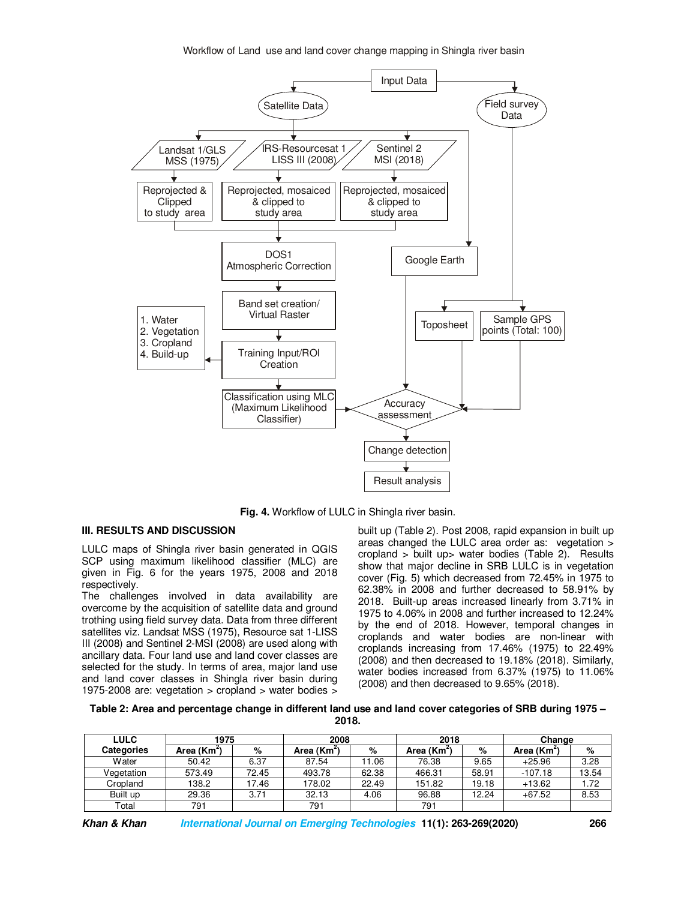**Fig. 4.** Workflow of LULC in Shingla river basin.

## III. RESULTS AND DISCUSSION

LULC maps of Shingla river basin generated in QGIS SCP using maximum likelihood classifier (MLC) are given in Fig. 6 for the years 1975, 2008 and 2018 respectively.

The challenges involved in data availability are overcome by the acquisition of satellite data and ground trothing using field survey data. Data from three different satellites viz. Landsat MSS (1975), Resource sat 1-LISS III (2008) and Sentinel 2-MSI (2008) are used along with ancillary data. Four land use and land cover classes are selected for the study. In terms of area, major land use and land cover classes in Shingla river basin during 1975-2008 are: vegetation > cropland > water bodies > built up (Table 2). Post 2008, rapid expansion in built up areas changed the LULC area order as: vegetation > cropland > built up> water bodies (Table 2). Results show that major decline in SRB LULC is in vegetation cover (Fig. 5) which decreased from 72.45% in 1975 to 62.38% in 2008 and further decreased to 58.91% by 2018. Built-up areas increased linearly from 3.71% in 1975 to 4.06% in 2008 and further increased to 12.24% by the end of 2018. However, temporal changes in croplands and water bodies are non-linear with croplands increasing from 17.46% (1975) to 22.49% (2008) and then decreased to 19.18% (2018). Similarly, water bodies increased from 6.37% (1975) to 11.06% (2008) and then decreased to 9.65% (2018).

**Table 2: Area and percentage change in different land use and land cover categories of SRB during 1975 – 2018.**

| LULC Categories | 1975 | | 2008 | | 2018 | | Change | |
|---|---|---|---|---|---|---|---|---|
| | Area ($Km^2$) | % | Area ($Km^2$) | % | Area ($Km^2$) | % | Area ($Km^2$) | % |
| Water | 50.42 | 6.37 | 87.54 | 11.06 | 76.38 | 9.65 | +25.96 | 3.28 |
| Vegetation | 573.49 | 72.45 | 493.78 | 62.38 | 466.31 | 58.91 | -107.18 | 13.54 |
| Cropland | 138.2 | 17.46 | 178.02 | 22.49 | 151.82 | 19.18 | +13.62 | 1.72 |
| Built up | 29.36 | 3.71 | 32.13 | 4.06 | 96.88 | 12.24 | +67.52 | 8.53 |
| Total | 791 | | 791 | | 791 | | | |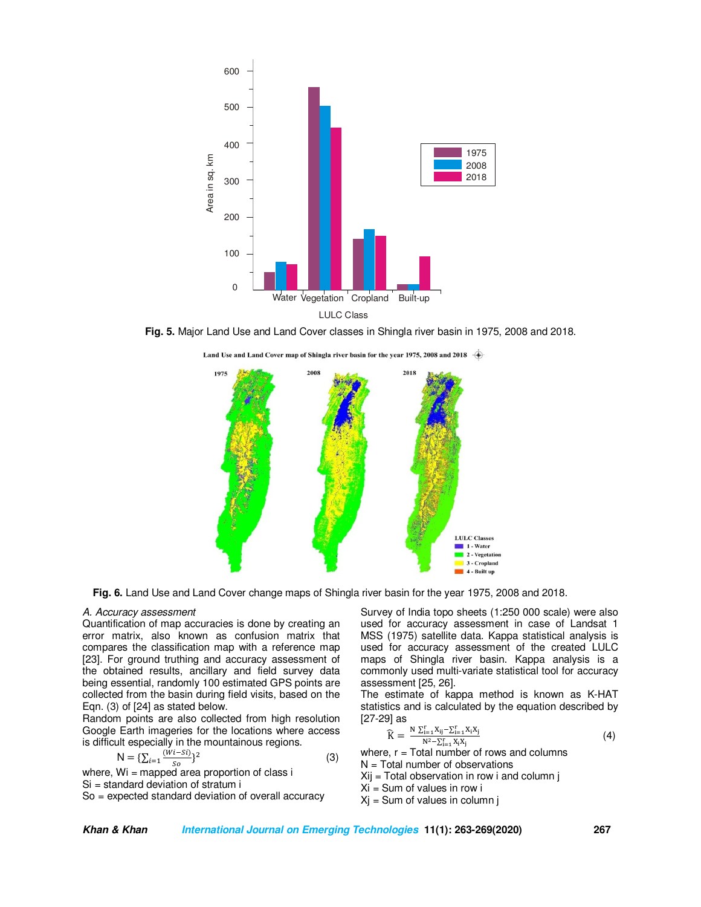Fig. 5. Major Land Use and Land Cover classes in Shingla river basin in 1975, 2008 and 2018.

Fig. 6. Land Use and Land Cover change maps of Shingla river basin for the year 1975, 2008 and 2018.

### A. Accuracy assessment

Quantification of map accuracies is done by creating an error matrix, also known as confusion matrix that compares the classification map with a reference map [23]. For ground truthing and accuracy assessment of the obtained results, ancillary and field survey data being essential, randomly 100 estimated GPS points are collected from the basin during field visits, based on the Eqn. (3) of [24] as stated below.

Random points are also collected from high resolution Google Earth imageries for the locations where access is difficult especially in the mountainous regions.

$$N = \{\sum_{i=1} \frac{(Wi-Si)}{So}\}^2 \quad (3)$$

where, Wi = mapped area proportion of class i

Si = standard deviation of stratum i

So = expected standard deviation of overall accuracy

Survey of India topo sheets (1:250 000 scale) were also used for accuracy assessment in case of Landsat 1 MSS (1975) satellite data. Kappa statistical analysis is used for accuracy assessment of the created LULC maps of Shingla river basin. Kappa analysis is a commonly used multi-variate statistical tool for accuracy assessment [25, 26].

The estimate of kappa method is known as K-HAT statistics and is calculated by the equation described by [27-29] as

$$\widehat{K} = \frac{N\sum_{i=1}^{r} X_{ij} - \sum_{i=1}^{r} X_i X_j}{N^2 - \sum_{i=1}^{r} X_i X_j} \quad (4)$$

where, r = Total number of rows and columns

N = Total number of observations

Xij = Total observation in row i and column j

Xi = Sum of values in row i

Xj = Sum of values in column j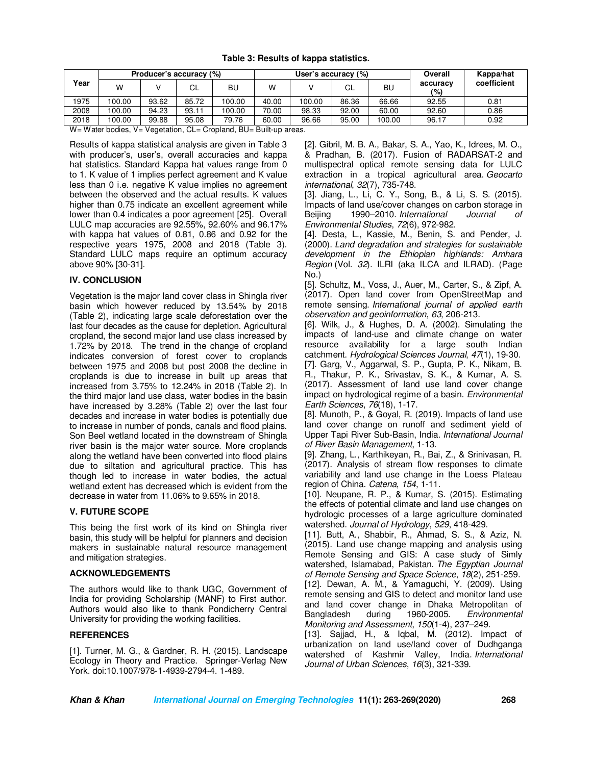**Table 3: Results of kappa statistics.**

| Year | Producer's accuracy (%) | | | | User's accuracy (%) | | | | Overall accuracy (%) | Kappa/hat coefficient |
|---|---|---|---|---|---|---|---|---|---|---|
| | W | V | CL | BU | W | V | CL | BU | | |
| 1975 | 100.00 | 93.62 | 85.72 | 100.00 | 40.00 | 100.00 | 86.36 | 66.66 | 92.55 | 0.81 |
| 2008 | 100.00 | 94.23 | 93.11 | 100.00 | 70.00 | 98.33 | 92.00 | 60.00 | 92.60 | 0.86 |
| 2018 | 100.00 | 99.88 | 95.08 | 79.76 | 60.00 | 96.66 | 95.00 | 100.00 | 96.17 | 0.92 |

W= Water bodies, V= Vegetation, CL= Cropland, BU= Built-up areas.

Results of kappa statistical analysis are given in Table 3 with producer's, user's, overall accuracies and kappa hat statistics. Standard Kappa hat values range from 0 to 1. K value of 1 implies perfect agreement and K value less than 0 i.e. negative K value implies no agreement between the observed and the actual results. K values higher than 0.75 indicate an excellent agreement while lower than 0.4 indicates a poor agreement [25]. Overall LULC map accuracies are 92.55%, 92.60% and 96.17% with kappa hat values of 0.81, 0.86 and 0.92 for the respective years 1975, 2008 and 2018 (Table 3). Standard LULC maps require an optimum accuracy above 90% [30-31].

## IV. CONCLUSION

Vegetation is the major land cover class in Shingla river basin which however reduced by 13.54% by 2018 (Table 2), indicating large scale deforestation over the last four decades as the cause for depletion. Agricultural cropland, the second major land use class increased by 1.72% by 2018. The trend in the change of cropland indicates conversion of forest cover to croplands between 1975 and 2008 but post 2008 the decline in croplands is due to increase in built up areas that increased from 3.75% to 12.24% in 2018 (Table 2). In the third major land use class, water bodies in the basin have increased by 3.28% (Table 2) over the last four decades and increase in water bodies is potentially due to increase in number of ponds, canals and flood plains. Son Beel wetland located in the downstream of Shingla river basin is the major water source. More croplands along the wetland have been converted into flood plains due to siltation and agricultural practice. This has though led to increase in water bodies, the actual wetland extent has decreased which is evident from the decrease in water from 11.06% to 9.65% in 2018.

## V. FUTURE SCOPE

This being the first work of its kind on Shingla river basin, this study will be helpful for planners and decision makers in sustainable natural resource management and mitigation strategies.

## ACKNOWLEDGEMENTS

The authors would like to thank UGC, Government of India for providing Scholarship (MANF) to First author. Authors would also like to thank Pondicherry Central University for providing the working facilities.

## REFERENCES

[1]. Turner, M. G., & Gardner, R. H. (2015). Landscape Ecology in Theory and Practice. Springer-Verlag New York. doi:10.1007/978-1-4939-2794-4. 1-489.

[2]. Gibril, M. B. A., Bakar, S. A., Yao, K., Idrees, M. O., & Pradhan, B. (2017). Fusion of RADARSAT-2 and multispectral optical remote sensing data for LULC extraction in a tropical agricultural area. *Geocarto international*, *32*(7), 735-748.

[3]. Jiang, L., Li, C. Y., Song, B., & Li, S. S. (2015). Impacts of land use/cover changes on carbon storage in Beijing 1990–2010. *International Journal of Environmental Studies*, *72*(6), 972-982.

[4]. Desta, L., Kassie, M., Benin, S. and Pender, J. (2000). *Land degradation and strategies for sustainable development in the Ethiopian highlands: Amhara Region* (Vol. *32*). ILRI (aka ILCA and ILRAD). (Page No.)

[5]. Schultz, M., Voss, J., Auer, M., Carter, S., & Zipf, A. (2017). Open land cover from OpenStreetMap and remote sensing. *International journal of applied earth observation and geoinformation*, *63*, 206-213.

[6]. Wilk, J., & Hughes, D. A. (2002). Simulating the impacts of land-use and climate change on water resource availability for a large south Indian catchment. *Hydrological Sciences Journal*, *47*(1), 19-30.

[7]. Garg, V., Aggarwal, S. P., Gupta, P. K., Nikam, B. R., Thakur, P. K., Srivastav, S. K., & Kumar, A. S. (2017). Assessment of land use land cover change impact on hydrological regime of a basin. *Environmental Earth Sciences*, *76*(18), 1-17.

[8]. Munoth, P., & Goyal, R. (2019). Impacts of land use land cover change on runoff and sediment yield of Upper Tapi River Sub-Basin, India. *International Journal of River Basin Management*, 1-13.

[9]. Zhang, L., Karthikeyan, R., Bai, Z., & Srinivasan, R. (2017). Analysis of stream flow responses to climate variability and land use change in the Loess Plateau region of China. *Catena*, *154*, 1-11.

[10]. Neupane, R. P., & Kumar, S. (2015). Estimating the effects of potential climate and land use changes on hydrologic processes of a large agriculture dominated watershed. *Journal of Hydrology*, *529*, 418-429.

[11]. Butt, A., Shabbir, R., Ahmad, S. S., & Aziz, N. (2015). Land use change mapping and analysis using Remote Sensing and GIS: A case study of Simly watershed, Islamabad, Pakistan. *The Egyptian Journal of Remote Sensing and Space Science*, *18*(2), 251-259.

[12]. Dewan, A. M., & Yamaguchi, Y. (2009). Using remote sensing and GIS to detect and monitor land use and land cover change in Dhaka Metropolitan of Bangladesh during 1960-2005. *Environmental Monitoring and Assessment*, *150*(1-4), 237–249.

[13]. Sajjad, H., & Iqbal, M. (2012). Impact of urbanization on land use/land cover of Dudhganga watershed of Kashmir Valley, India. *International Journal of Urban Sciences*, *16*(3), 321-339.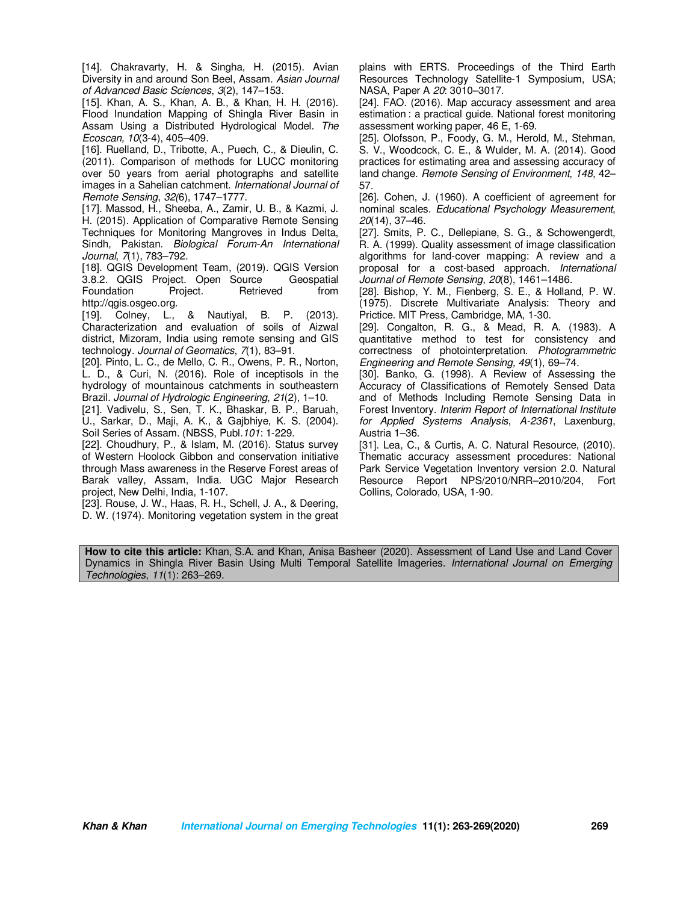[14]. Chakravarty, H. & Singha, H. (2015). Avian Diversity in and around Son Beel, Assam. *Asian Journal of Advanced Basic Sciences*, *3*(2), 147–153.

[15]. Khan, A. S., Khan, A. B., & Khan, H. H. (2016). Flood Inundation Mapping of Shingla River Basin in Assam Using a Distributed Hydrological Model. *The Ecoscan, 10*(3-4), 405–409.

[16]. Ruelland, D., Tribotte, A., Puech, C., & Dieulin, C. (2011). Comparison of methods for LUCC monitoring over 50 years from aerial photographs and satellite images in a Sahelian catchment. *International Journal of Remote Sensing*, *32*(6), 1747–1777.

[17]. Massod, H., Sheeba, A., Zamir, U. B., & Kazmi, J. H. (2015). Application of Comparative Remote Sensing Techniques for Monitoring Mangroves in Indus Delta, Sindh, Pakistan. *Biological Forum-An International Journal*, *7*(1), 783–792.

[18]. QGIS Development Team, (2019). QGIS Version 3.8.2. QGIS Project. Open Source Geospatial Foundation Project. Retrieved from http://qgis.osgeo.org.

[19]. Colney, L., & Nautiyal, B. P. (2013). Characterization and evaluation of soils of Aizwal district, Mizoram, India using remote sensing and GIS technology. *Journal of Geomatics*, *7*(1), 83–91.

[20]. Pinto, L. C., de Mello, C. R., Owens, P. R., Norton, L. D., & Curi, N. (2016). Role of inceptisols in the hydrology of mountainous catchments in southeastern Brazil. *Journal of Hydrologic Engineering*, *21*(2), 1–10.

[21]. Vadivelu, S., Sen, T. K., Bhaskar, B. P., Baruah, U., Sarkar, D., Maji, A. K., & Gajbhiye, K. S. (2004). Soil Series of Assam. (NBSS, Publ.*101*: 1-229.

[22]. Choudhury, P., & Islam, M. (2016). Status survey of Western Hoolock Gibbon and conservation initiative through Mass awareness in the Reserve Forest areas of Barak valley, Assam, India. UGC Major Research project, New Delhi, India, 1-107.

[23]. Rouse, J. W., Haas, R. H., Schell, J. A., & Deering, D. W. (1974). Monitoring vegetation system in the great plains with ERTS. Proceedings of the Third Earth Resources Technology Satellite-1 Symposium, USA; NASA, Paper A *20*: 3010–3017.

[24]. FAO. (2016). Map accuracy assessment and area estimation : a practical guide. National forest monitoring assessment working paper, 46 E, 1-69.

[25]. Olofsson, P., Foody, G. M., Herold, M., Stehman, S. V., Woodcock, C. E., & Wulder, M. A. (2014). Good practices for estimating area and assessing accuracy of land change. *Remote Sensing of Environment*, *148*, 42–57.

[26]. Cohen, J. (1960). A coefficient of agreement for nominal scales. *Educational Psychology Measurement*, *20*(14), 37–46.

[27]. Smits, P. C., Dellepiane, S. G., & Schowengerdt, R. A. (1999). Quality assessment of image classification algorithms for land-cover mapping: A review and a proposal for a cost-based approach. *International Journal of Remote Sensing*, *20*(8), 1461–1486.

[28]. Bishop, Y. M., Fienberg, S. E., & Holland, P. W. (1975). Discrete Multivariate Analysis: Theory and Prictice. MIT Press, Cambridge, MA, 1-30.

[29]. Congalton, R. G., & Mead, R. A. (1983). A quantitative method to test for consistency and correctness of photointerpretation. *Photogrammetric Engineering and Remote Sensing, 49*(1), 69–74.

[30]. Banko, G. (1998). A Review of Assessing the Accuracy of Classifications of Remotely Sensed Data and of Methods Including Remote Sensing Data in Forest Inventory. *Interim Report of International Institute for Applied Systems Analysis*, *A-2361*, Laxenburg, Austria 1–36.

[31]. Lea, C., & Curtis, A. C. Natural Resource, (2010). Thematic accuracy assessment procedures: National Park Service Vegetation Inventory version 2.0. Natural Resource Report NPS/2010/NRR–2010/204, Fort Collins, Colorado, USA, 1-90.

**How to cite this article:** Khan, S.A. and Khan, Anisa Basheer (2020). Assessment of Land Use and Land Cover Dynamics in Shingla River Basin Using Multi Temporal Satellite Imageries. *International Journal on Emerging Technologies*, *11*(1): 263–269.